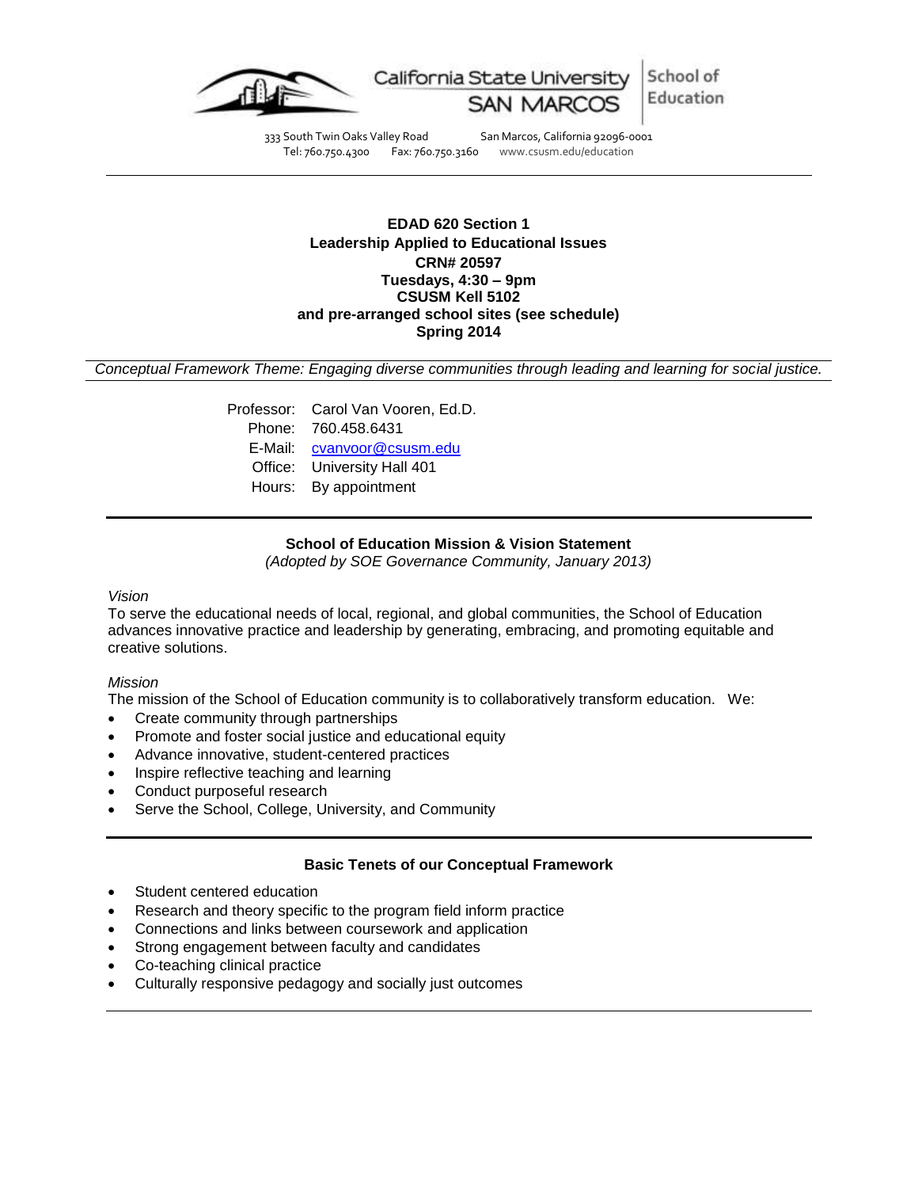California State University SAN MARCOS | School of Education

333 South Twin Oaks Valley Road San Marcos, California 92096-0001
Tel: 760.750.4300 Fax: 760.750.3160 www.csusm.edu/education

**EDAD 620 Section 1**
**Leadership Applied to Educational Issues**
**CRN# 20597**
**Tuesdays, 4:30 – 9pm**
**CSUSM Kell 5102**
**and pre-arranged school sites (see schedule)**
**Spring 2014**

*Conceptual Framework Theme: Engaging diverse communities through leading and learning for social justice.*

Professor: Carol Van Vooren, Ed.D.
Phone: 760.458.6431
E-Mail: cvanvoor@csusm.edu
Office: University Hall 401
Hours: By appointment

**School of Education Mission & Vision Statement**
*(Adopted by SOE Governance Community, January 2013)*

*Vision*

To serve the educational needs of local, regional, and global communities, the School of Education advances innovative practice and leadership by generating, embracing, and promoting equitable and creative solutions.

*Mission*

The mission of the School of Education community is to collaboratively transform education. We:

- Create community through partnerships
- Promote and foster social justice and educational equity
- Advance innovative, student-centered practices
- Inspire reflective teaching and learning
- Conduct purposeful research
- Serve the School, College, University, and Community

**Basic Tenets of our Conceptual Framework**

- Student centered education
- Research and theory specific to the program field inform practice
- Connections and links between coursework and application
- Strong engagement between faculty and candidates
- Co-teaching clinical practice
- Culturally responsive pedagogy and socially just outcomes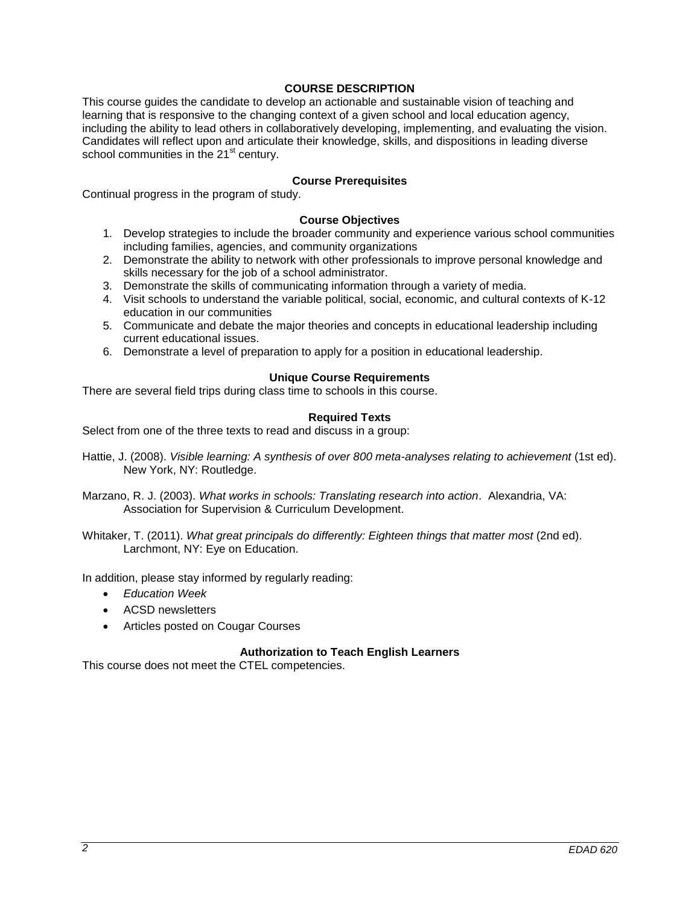## COURSE DESCRIPTION

This course guides the candidate to develop an actionable and sustainable vision of teaching and learning that is responsive to the changing context of a given school and local education agency, including the ability to lead others in collaboratively developing, implementing, and evaluating the vision. Candidates will reflect upon and articulate their knowledge, skills, and dispositions in leading diverse school communities in the 21st century.

### Course Prerequisites

Continual progress in the program of study.

### Course Objectives

1. Develop strategies to include the broader community and experience various school communities including families, agencies, and community organizations
2. Demonstrate the ability to network with other professionals to improve personal knowledge and skills necessary for the job of a school administrator.
3. Demonstrate the skills of communicating information through a variety of media.
4. Visit schools to understand the variable political, social, economic, and cultural contexts of K-12 education in our communities
5. Communicate and debate the major theories and concepts in educational leadership including current educational issues.
6. Demonstrate a level of preparation to apply for a position in educational leadership.

### Unique Course Requirements

There are several field trips during class time to schools in this course.

### Required Texts

Select from one of the three texts to read and discuss in a group:

Hattie, J. (2008). *Visible learning: A synthesis of over 800 meta-analyses relating to achievement* (1st ed). New York, NY: Routledge.

Marzano, R. J. (2003). *What works in schools: Translating research into action*. Alexandria, VA: Association for Supervision & Curriculum Development.

Whitaker, T. (2011). *What great principals do differently: Eighteen things that matter most* (2nd ed). Larchmont, NY: Eye on Education.

In addition, please stay informed by regularly reading:

- *Education Week*
- ACSD newsletters
- Articles posted on Cougar Courses

### Authorization to Teach English Learners

This course does not meet the CTEL competencies.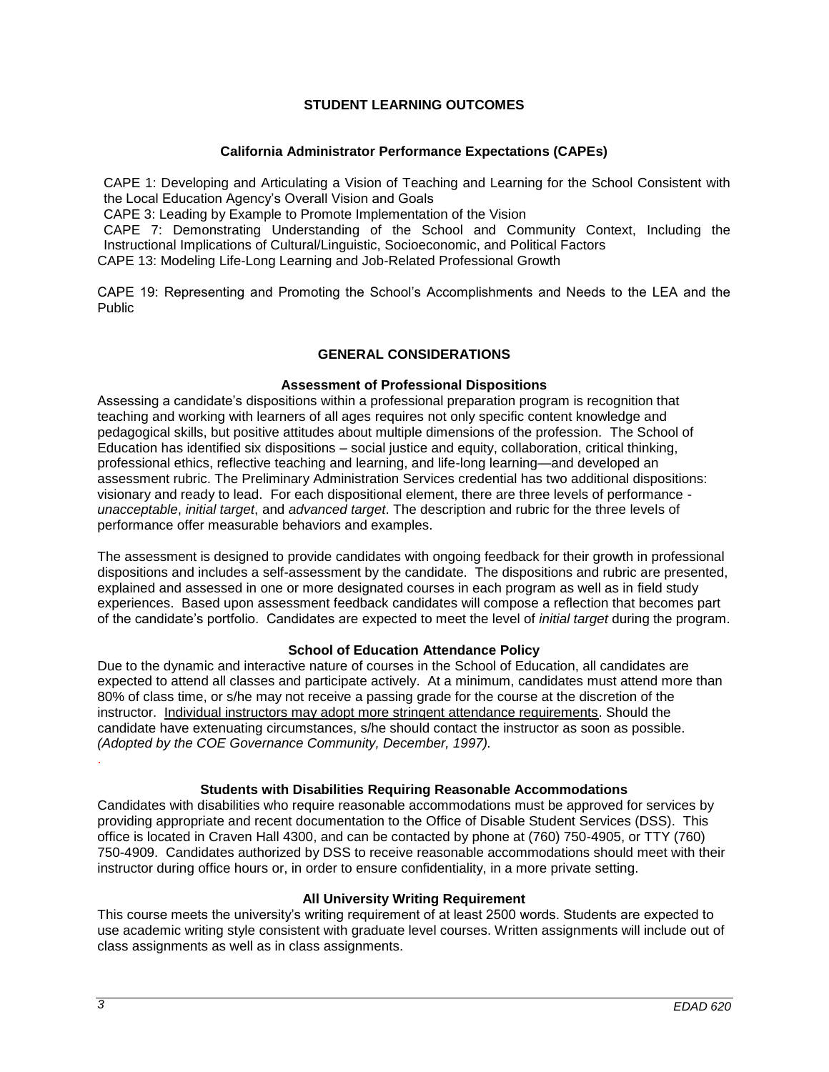## STUDENT LEARNING OUTCOMES

### California Administrator Performance Expectations (CAPEs)

CAPE 1: Developing and Articulating a Vision of Teaching and Learning for the School Consistent with the Local Education Agency's Overall Vision and Goals
CAPE 3: Leading by Example to Promote Implementation of the Vision
CAPE 7: Demonstrating Understanding of the School and Community Context, Including the Instructional Implications of Cultural/Linguistic, Socioeconomic, and Political Factors
CAPE 13: Modeling Life-Long Learning and Job-Related Professional Growth

CAPE 19: Representing and Promoting the School's Accomplishments and Needs to the LEA and the Public

## GENERAL CONSIDERATIONS

### Assessment of Professional Dispositions

Assessing a candidate's dispositions within a professional preparation program is recognition that teaching and working with learners of all ages requires not only specific content knowledge and pedagogical skills, but positive attitudes about multiple dimensions of the profession. The School of Education has identified six dispositions – social justice and equity, collaboration, critical thinking, professional ethics, reflective teaching and learning, and life-long learning—and developed an assessment rubric. The Preliminary Administration Services credential has two additional dispositions: visionary and ready to lead. For each dispositional element, there are three levels of performance - *unacceptable*, *initial target*, and *advanced target*. The description and rubric for the three levels of performance offer measurable behaviors and examples.

The assessment is designed to provide candidates with ongoing feedback for their growth in professional dispositions and includes a self-assessment by the candidate. The dispositions and rubric are presented, explained and assessed in one or more designated courses in each program as well as in field study experiences. Based upon assessment feedback candidates will compose a reflection that becomes part of the candidate's portfolio. Candidates are expected to meet the level of *initial target* during the program.

### School of Education Attendance Policy

Due to the dynamic and interactive nature of courses in the School of Education, all candidates are expected to attend all classes and participate actively. At a minimum, candidates must attend more than 80% of class time, or s/he may not receive a passing grade for the course at the discretion of the instructor. Individual instructors may adopt more stringent attendance requirements. Should the candidate have extenuating circumstances, s/he should contact the instructor as soon as possible. *(Adopted by the COE Governance Community, December, 1997).*

### Students with Disabilities Requiring Reasonable Accommodations

Candidates with disabilities who require reasonable accommodations must be approved for services by providing appropriate and recent documentation to the Office of Disable Student Services (DSS). This office is located in Craven Hall 4300, and can be contacted by phone at (760) 750-4905, or TTY (760) 750-4909. Candidates authorized by DSS to receive reasonable accommodations should meet with their instructor during office hours or, in order to ensure confidentiality, in a more private setting.

### All University Writing Requirement

This course meets the university's writing requirement of at least 2500 words. Students are expected to use academic writing style consistent with graduate level courses. Written assignments will include out of class assignments as well as in class assignments.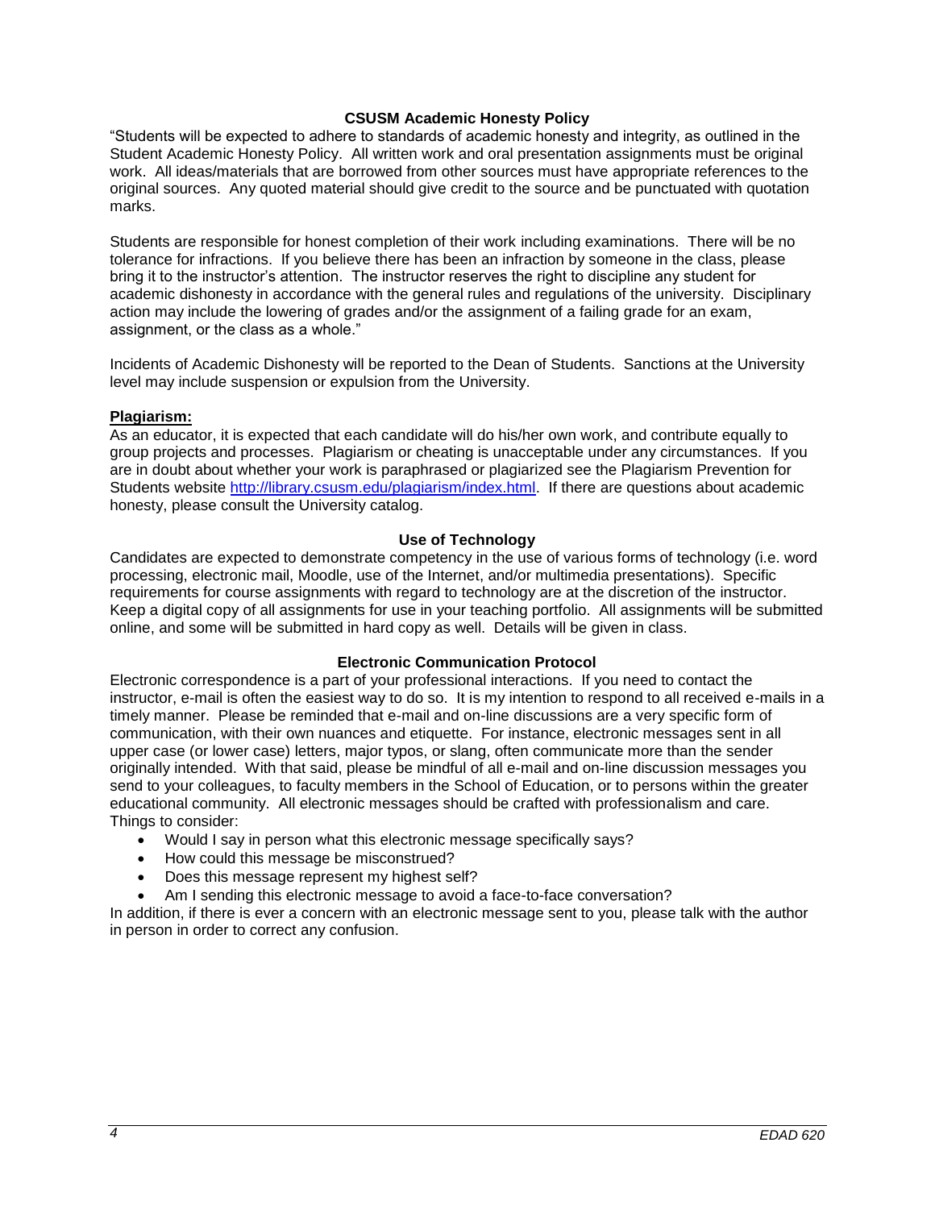### CSUSM Academic Honesty Policy

"Students will be expected to adhere to standards of academic honesty and integrity, as outlined in the Student Academic Honesty Policy. All written work and oral presentation assignments must be original work. All ideas/materials that are borrowed from other sources must have appropriate references to the original sources. Any quoted material should give credit to the source and be punctuated with quotation marks.

Students are responsible for honest completion of their work including examinations. There will be no tolerance for infractions. If you believe there has been an infraction by someone in the class, please bring it to the instructor's attention. The instructor reserves the right to discipline any student for academic dishonesty in accordance with the general rules and regulations of the university. Disciplinary action may include the lowering of grades and/or the assignment of a failing grade for an exam, assignment, or the class as a whole."

Incidents of Academic Dishonesty will be reported to the Dean of Students. Sanctions at the University level may include suspension or expulsion from the University.

**Plagiarism:**

As an educator, it is expected that each candidate will do his/her own work, and contribute equally to group projects and processes. Plagiarism or cheating is unacceptable under any circumstances. If you are in doubt about whether your work is paraphrased or plagiarized see the Plagiarism Prevention for Students website http://library.csusm.edu/plagiarism/index.html. If there are questions about academic honesty, please consult the University catalog.

### Use of Technology

Candidates are expected to demonstrate competency in the use of various forms of technology (i.e. word processing, electronic mail, Moodle, use of the Internet, and/or multimedia presentations). Specific requirements for course assignments with regard to technology are at the discretion of the instructor. Keep a digital copy of all assignments for use in your teaching portfolio. All assignments will be submitted online, and some will be submitted in hard copy as well. Details will be given in class.

### Electronic Communication Protocol

Electronic correspondence is a part of your professional interactions. If you need to contact the instructor, e-mail is often the easiest way to do so. It is my intention to respond to all received e-mails in a timely manner. Please be reminded that e-mail and on-line discussions are a very specific form of communication, with their own nuances and etiquette. For instance, electronic messages sent in all upper case (or lower case) letters, major typos, or slang, often communicate more than the sender originally intended. With that said, please be mindful of all e-mail and on-line discussion messages you send to your colleagues, to faculty members in the School of Education, or to persons within the greater educational community. All electronic messages should be crafted with professionalism and care. Things to consider:

- Would I say in person what this electronic message specifically says?
- How could this message be misconstrued?
- Does this message represent my highest self?
- Am I sending this electronic message to avoid a face-to-face conversation?

In addition, if there is ever a concern with an electronic message sent to you, please talk with the author in person in order to correct any confusion.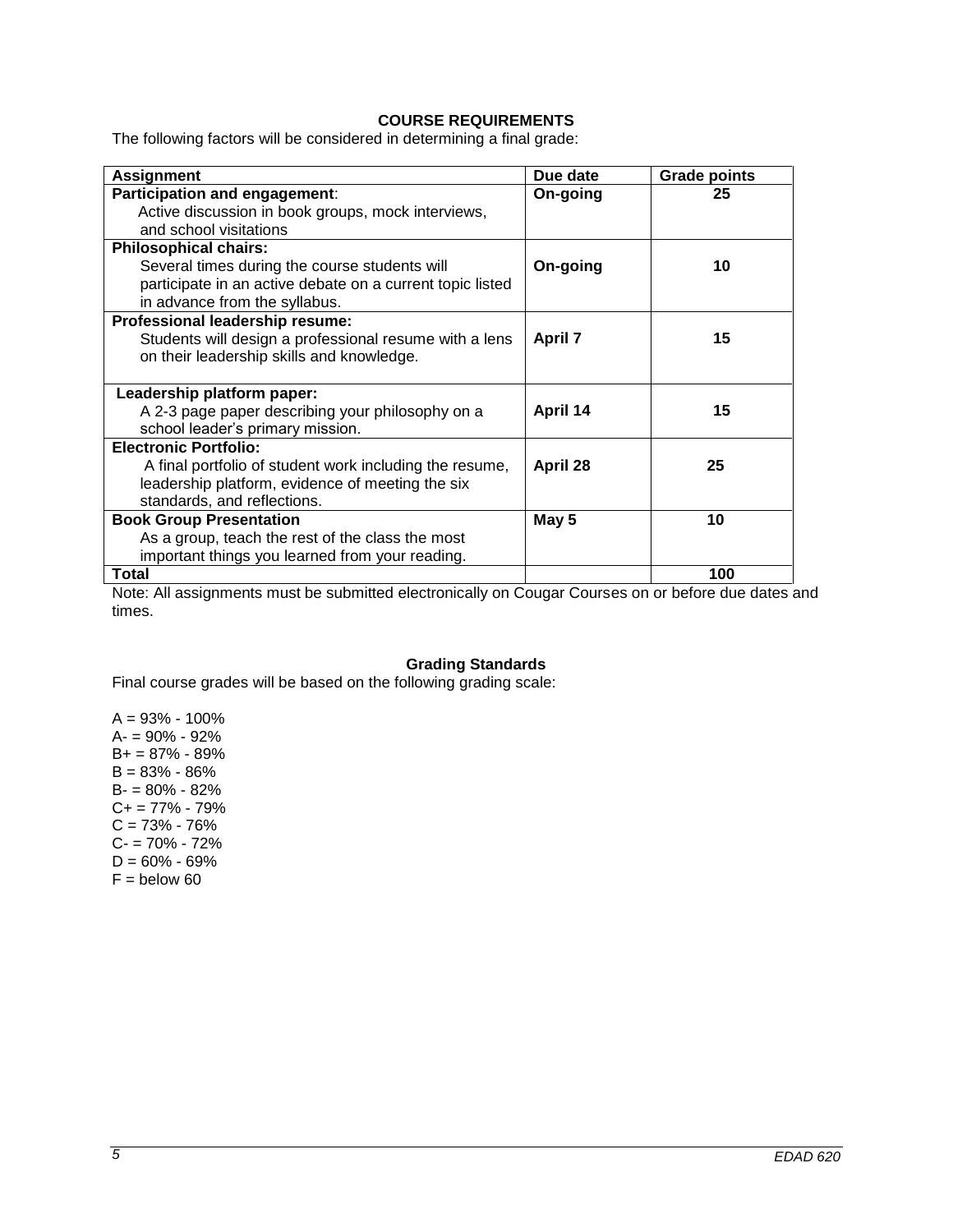## COURSE REQUIREMENTS

The following factors will be considered in determining a final grade:

| Assignment | Due date | Grade points |
|---|---|---|
| **Participation and engagement**: Active discussion in book groups, mock interviews, and school visitations | **On-going** | **25** |
| **Philosophical chairs:** Several times during the course students will participate in an active debate on a current topic listed in advance from the syllabus. | **On-going** | **10** |
| **Professional leadership resume:** Students will design a professional resume with a lens on their leadership skills and knowledge. | **April 7** | **15** |
| **Leadership platform paper:** A 2-3 page paper describing your philosophy on a school leader's primary mission. | **April 14** | **15** |
| **Electronic Portfolio:** A final portfolio of student work including the resume, leadership platform, evidence of meeting the six standards, and reflections. | **April 28** | **25** |
| **Book Group Presentation** As a group, teach the rest of the class the most important things you learned from your reading. | **May 5** | **10** |
| **Total** | | **100** |

Note: All assignments must be submitted electronically on Cougar Courses on or before due dates and times.

## Grading Standards

Final course grades will be based on the following grading scale:

A = 93% - 100%
A- = 90% - 92%
B+ = 87% - 89%
B = 83% - 86%
B- = 80% - 82%
C+ = 77% - 79%
C = 73% - 76%
C- = 70% - 72%
D = 60% - 69%
F = below 60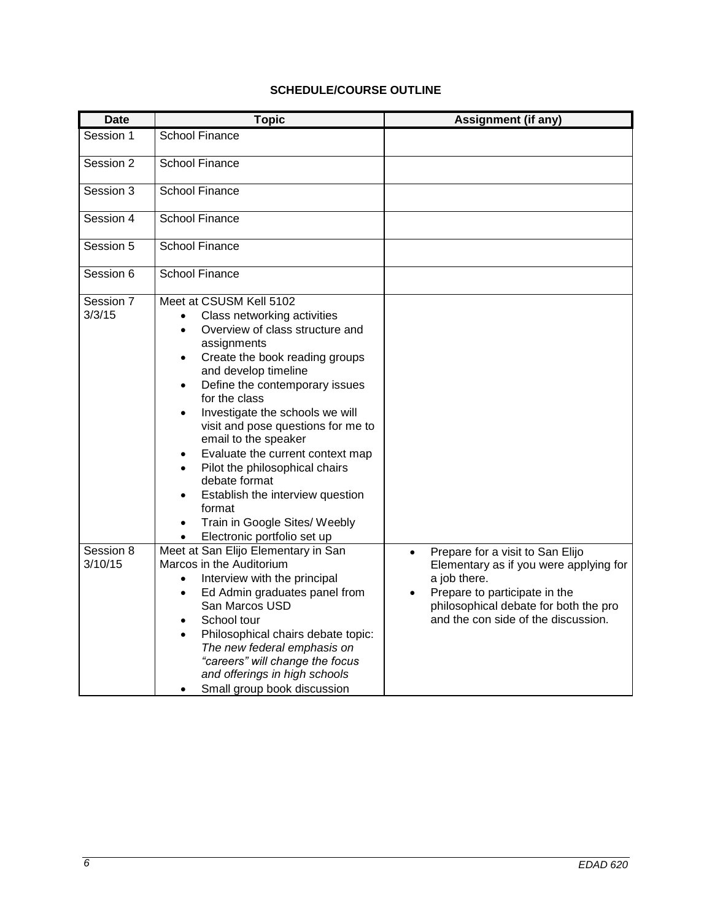**SCHEDULE/COURSE OUTLINE**

| Date | Topic | Assignment (if any) |
|---|---|---|
| Session 1 | School Finance | |
| Session 2 | School Finance | |
| Session 3 | School Finance | |
| Session 4 | School Finance | |
| Session 5 | School Finance | |
| Session 6 | School Finance | |
| Session 7 3/3/15 | Meet at CSUSM Kell 5102 <br>• Class networking activities <br>• Overview of class structure and assignments <br>• Create the book reading groups and develop timeline <br>• Define the contemporary issues for the class <br>• Investigate the schools we will visit and pose questions for me to email to the speaker <br>• Evaluate the current context map <br>• Pilot the philosophical chairs debate format <br>• Establish the interview question format <br>• Train in Google Sites/ Weebly <br>• Electronic portfolio set up | |
| Session 8 3/10/15 | Meet at San Elijo Elementary in San Marcos in the Auditorium <br>• Interview with the principal <br>• Ed Admin graduates panel from San Marcos USD <br>• School tour <br>• Philosophical chairs debate topic: *The new federal emphasis on "careers" will change the focus and offerings in high schools* <br>• Small group book discussion | • Prepare for a visit to San Elijo Elementary as if you were applying for a job there. <br>• Prepare to participate in the philosophical debate for both the pro and the con side of the discussion. |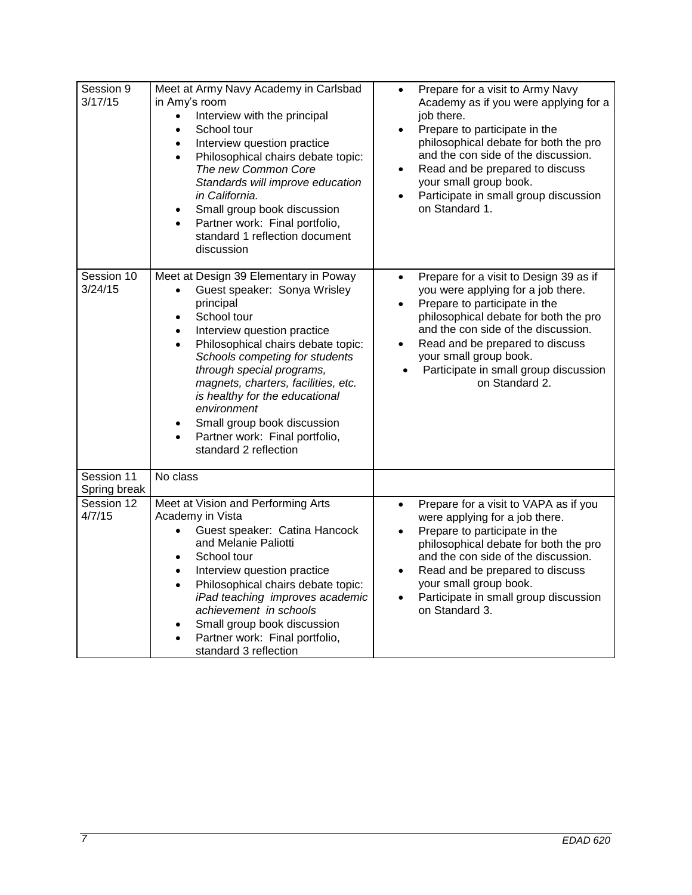| | | |
|---|---|---|
| Session 9<br>3/17/15 | Meet at Army Navy Academy in Carlsbad in Amy's room<br>• Interview with the principal<br>• School tour<br>• Interview question practice<br>• Philosophical chairs debate topic: *The new Common Core Standards will improve education in California.*<br>• Small group book discussion<br>• Partner work: Final portfolio, standard 1 reflection document discussion | • Prepare for a visit to Army Navy Academy as if you were applying for a job there.<br>• Prepare to participate in the philosophical debate for both the pro and the con side of the discussion.<br>• Read and be prepared to discuss your small group book.<br>• Participate in small group discussion on Standard 1. |
| Session 10<br>3/24/15 | Meet at Design 39 Elementary in Poway<br>• Guest speaker: Sonya Wrisley principal<br>• School tour<br>• Interview question practice<br>• Philosophical chairs debate topic: *Schools competing for students through special programs, magnets, charters, facilities, etc. is healthy for the educational environment*<br>• Small group book discussion<br>• Partner work: Final portfolio, standard 2 reflection | • Prepare for a visit to Design 39 as if you were applying for a job there.<br>• Prepare to participate in the philosophical debate for both the pro and the con side of the discussion.<br>• Read and be prepared to discuss your small group book.<br>• Participate in small group discussion on Standard 2. |
| Session 11<br>Spring break | No class | |
| Session 12<br>4/7/15 | Meet at Vision and Performing Arts Academy in Vista<br>• Guest speaker: Catina Hancock and Melanie Paliotti<br>• School tour<br>• Interview question practice<br>• Philosophical chairs debate topic: *iPad teaching improves academic achievement in schools*<br>• Small group book discussion<br>• Partner work: Final portfolio, standard 3 reflection | • Prepare for a visit to VAPA as if you were applying for a job there.<br>• Prepare to participate in the philosophical debate for both the pro and the con side of the discussion.<br>• Read and be prepared to discuss your small group book.<br>• Participate in small group discussion on Standard 3. |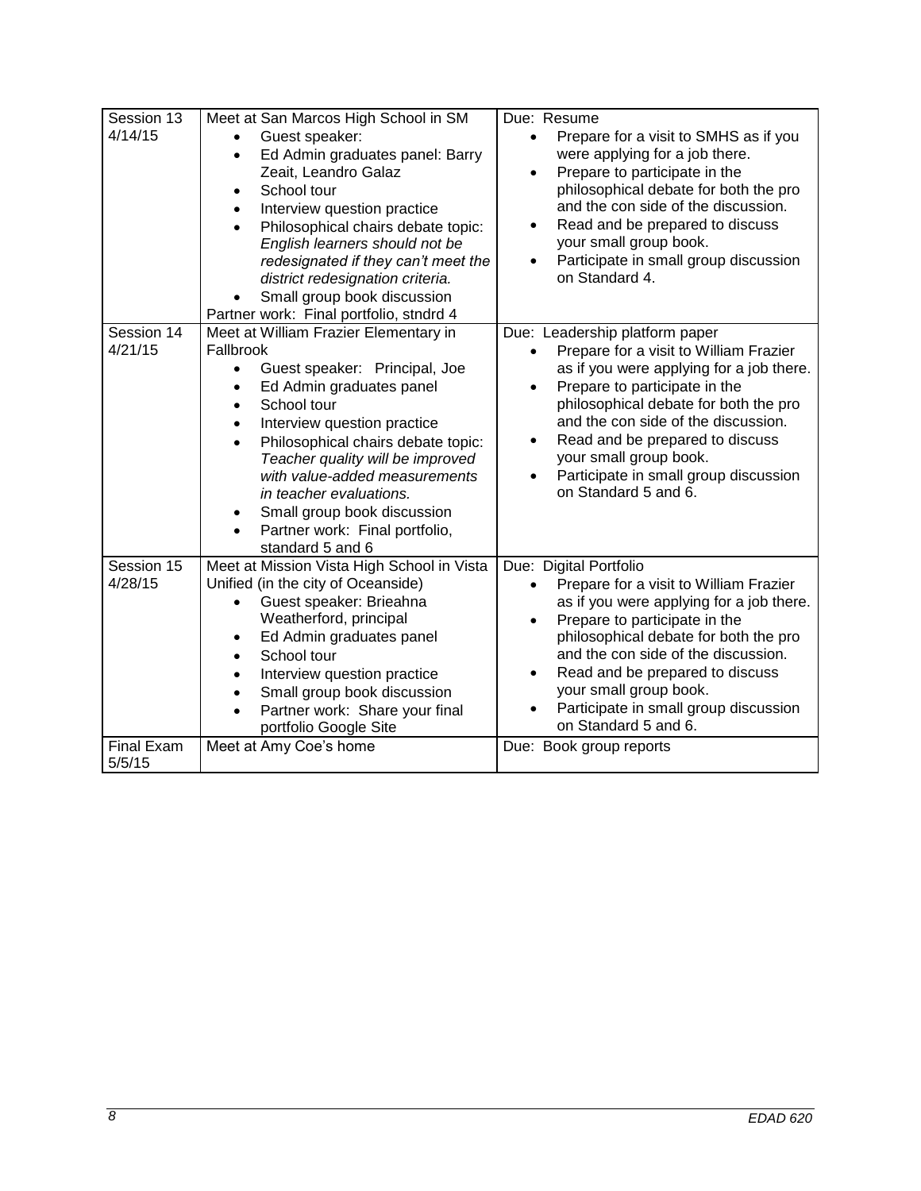| | | |
|---|---|---|
| Session 13<br>4/14/15 | Meet at San Marcos High School in SM<br>• Guest speaker:<br>• Ed Admin graduates panel: Barry Zeait, Leandro Galaz<br>• School tour<br>• Interview question practice<br>• Philosophical chairs debate topic: *English learners should not be redesignated if they can't meet the district redesignation criteria.*<br>• Small group book discussion<br>Partner work: Final portfolio, stndrd 4 | Due: Resume<br>• Prepare for a visit to SMHS as if you were applying for a job there.<br>• Prepare to participate in the philosophical debate for both the pro and the con side of the discussion.<br>• Read and be prepared to discuss your small group book.<br>• Participate in small group discussion on Standard 4. |
| Session 14<br>4/21/15 | Meet at William Frazier Elementary in Fallbrook<br>• Guest speaker: Principal, Joe<br>• Ed Admin graduates panel<br>• School tour<br>• Interview question practice<br>• Philosophical chairs debate topic: *Teacher quality will be improved with value-added measurements in teacher evaluations.*<br>• Small group book discussion<br>• Partner work: Final portfolio, standard 5 and 6 | Due: Leadership platform paper<br>• Prepare for a visit to William Frazier as if you were applying for a job there.<br>• Prepare to participate in the philosophical debate for both the pro and the con side of the discussion.<br>• Read and be prepared to discuss your small group book.<br>• Participate in small group discussion on Standard 5 and 6. |
| Session 15<br>4/28/15 | Meet at Mission Vista High School in Vista Unified (in the city of Oceanside)<br>• Guest speaker: Brieahna Weatherford, principal<br>• Ed Admin graduates panel<br>• School tour<br>• Interview question practice<br>• Small group book discussion<br>• Partner work: Share your final portfolio Google Site | Due: Digital Portfolio<br>• Prepare for a visit to William Frazier as if you were applying for a job there.<br>• Prepare to participate in the philosophical debate for both the pro and the con side of the discussion.<br>• Read and be prepared to discuss your small group book.<br>• Participate in small group discussion on Standard 5 and 6. |
| Final Exam<br>5/5/15 | Meet at Amy Coe's home | Due: Book group reports |